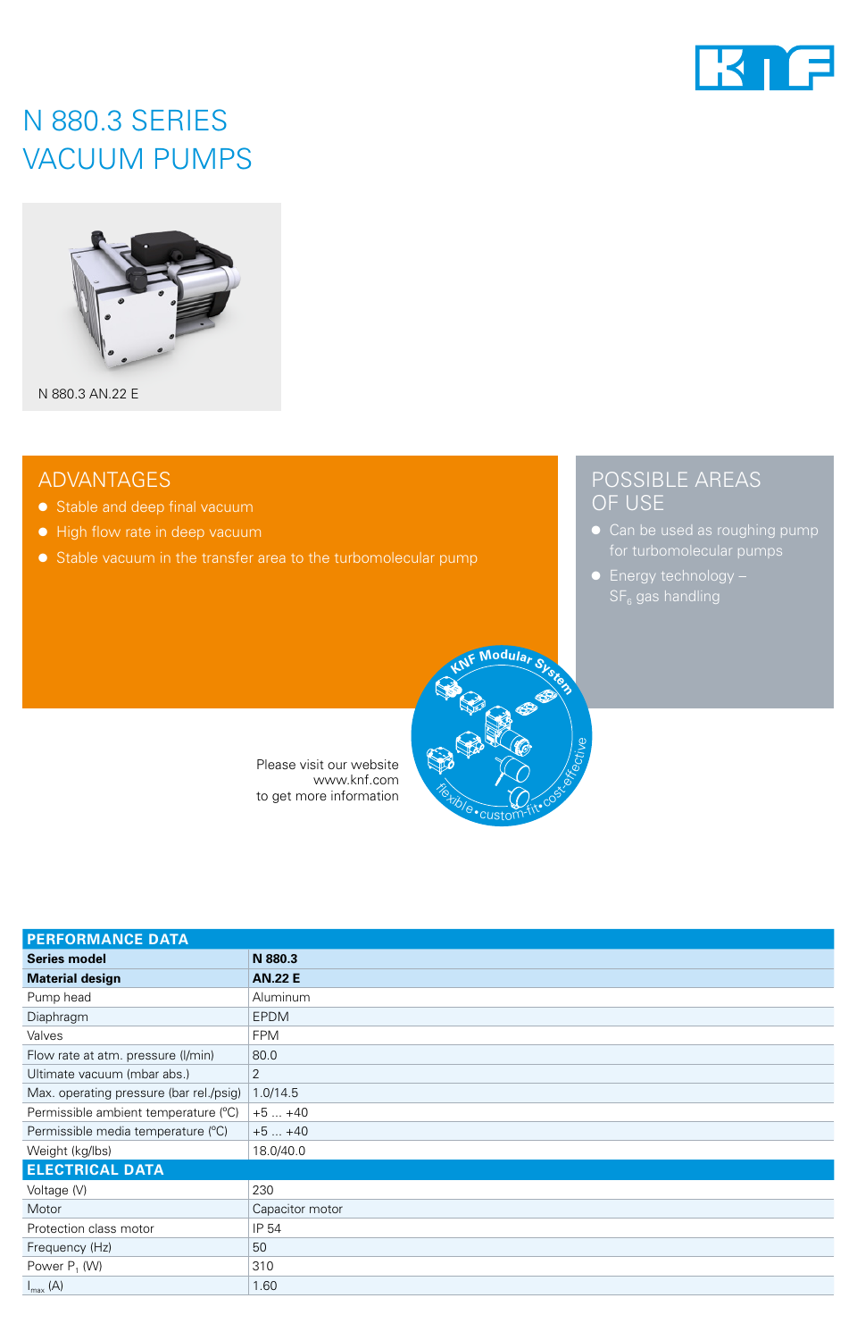# N 880.3 SERIES VACUUM PUMPS

N 880.3 AN.22 E

## ADVANTAGES

- Stable and deep final vacuum
- High flow rate in deep vacuum
- Stable vacuum in the transfer area to the turbomolecular pump

## POSSIBLE AREAS OF USE

- Can be used as roughing pump for turbomolecular pumps
- Energy technology – $SF_6$ gas handling

KNF Modular System

flexible • custom-fit • cost-effective

Please visit our website
www.knf.com
to get more information

| PERFORMANCE DATA | |
|---|---|
| **Series model** | **N 880.3** |
| **Material design** | **AN.22 E** |
| Pump head | Aluminum |
| Diaphragm | EPDM |
| Valves | FPM |
| Flow rate at atm. pressure (l/min) | 80.0 |
| Ultimate vacuum (mbar abs.) | 2 |
| Max. operating pressure (bar rel./psig) | 1.0/14.5 |
| Permissible ambient temperature (°C) | +5 ... +40 |
| Permissible media temperature (°C) | +5 ... +40 |
| Weight (kg/lbs) | 18.0/40.0 |
| **ELECTRICAL DATA** | |
| Voltage (V) | 230 |
| Motor | Capacitor motor |
| Protection class motor | IP 54 |
| Frequency (Hz) | 50 |
| Power $P_1$ (W) | 310 |
| $I_{max}$ (A) | 1.60 |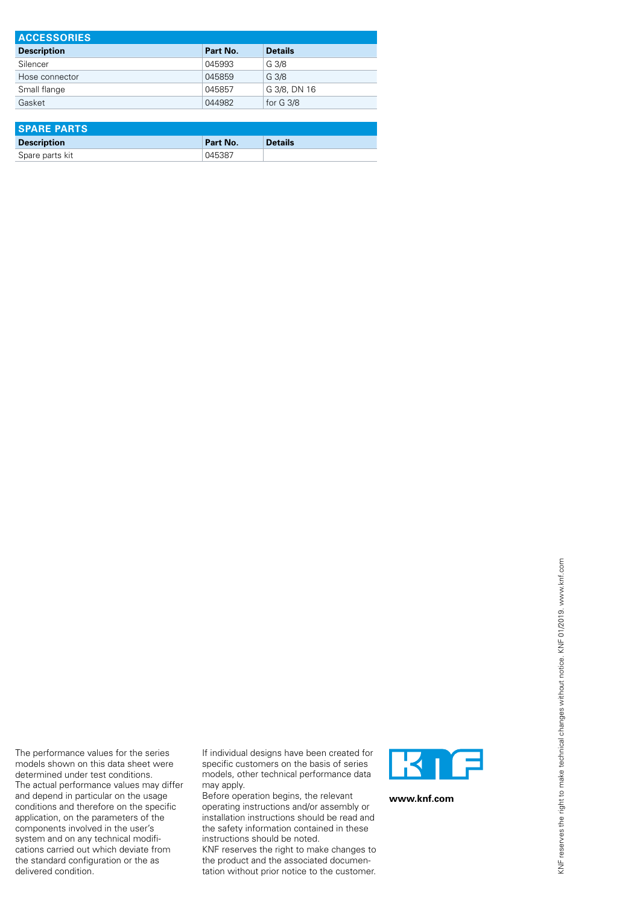## ACCESSORIES

| Description | Part No. | Details |
|---|---|---|
| Silencer | 045993 | G 3/8 |
| Hose connector | 045859 | G 3/8 |
| Small flange | 045857 | G 3/8, DN 16 |
| Gasket | 044982 | for G 3/8 |

## SPARE PARTS

| Description | Part No. | Details |
|---|---|---|
| Spare parts kit | 045387 | |

The performance values for the series models shown on this data sheet were determined under test conditions. The actual performance values may differ and depend in particular on the usage conditions and therefore on the specific application, on the parameters of the components involved in the user's system and on any technical modifications carried out which deviate from the standard configuration or the as delivered condition.

If individual designs have been created for specific customers on the basis of series models, other technical performance data may apply.
Before operation begins, the relevant operating instructions and/or assembly or installation instructions should be read and the safety information contained in these instructions should be noted.
KNF reserves the right to make changes to the product and the associated documentation without prior notice to the customer.

**www.knf.com**

KNF reserves the right to make technical changes without notice. KNF 01/2019. www.knf.com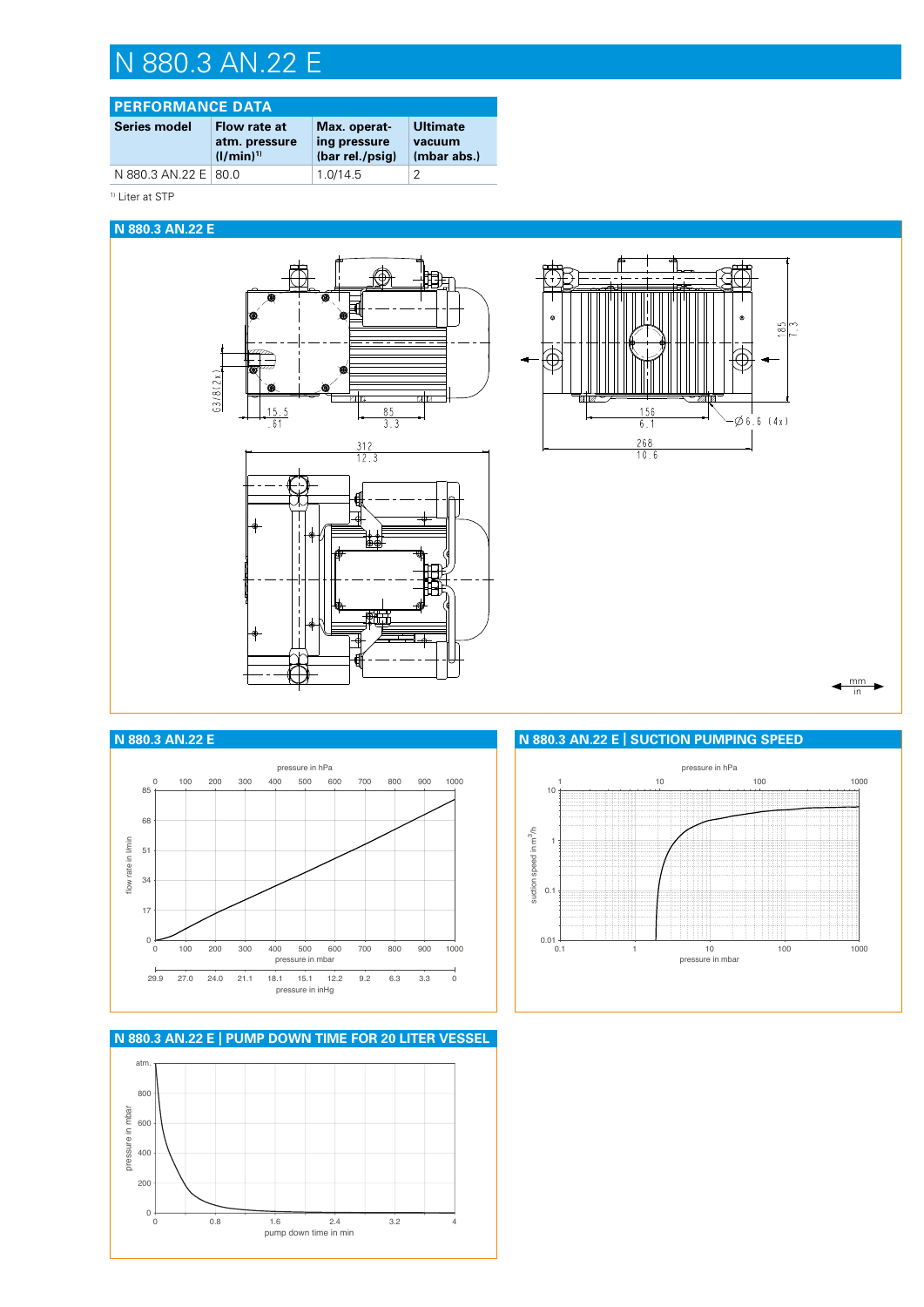# N 880.3 AN.22 E

## PERFORMANCE DATA

| Series model | Flow rate at atm. pressure (l/min)[1] | Max. operating pressure (bar rel./psig) | Ultimate vacuum (mbar abs.) |
|---|---|---|---|
| N 880.3 AN.22 E | 80.0 | 1.0/14.5 | 2 |

[1] Liter at STP

## N 880.3 AN.22 E

G3/8(2x)

15.5
.61

85
3.3

312
12.3

185
7.3

156
6.1

Ø6.6 (4x)

268
10.6

mm
in

## N 880.3 AN.22 E

pressure in hPa

0 100 200 300 400 500 600 700 800 900 1000

flow rate in l/min

85 68 51 34 17 0

0 100 200 300 400 500 600 700 800 900 1000

pressure in mbar

29.9 27.0 24.0 21.1 18.1 15.1 12.2 9.2 6.3 3.3 0

pressure in inHg

## N 880.3 AN.22 E | SUCTION PUMPING SPEED

pressure in hPa

1 10 100 1000

suction speed in $m^3$/h

10 1 0.1 0.01

0.1 1 10 100 1000

pressure in mbar

## N 880.3 AN.22 E | PUMP DOWN TIME FOR 20 LITER VESSEL

pressure in mbar

atm. 800 600 400 200 0

0 0.8 1.6 2.4 3.2 4

pump down time in min